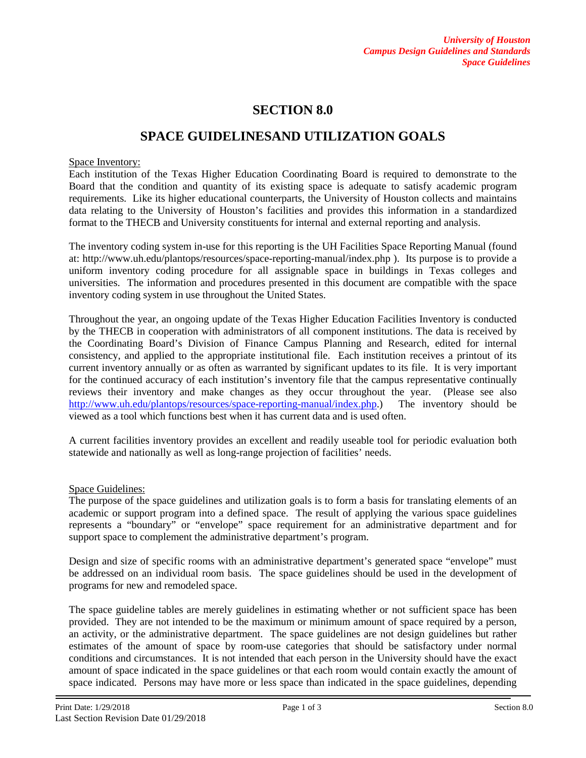# SECTION 8.0

## SPACE GUIDELINESAND UTILIZATION GOALS

Space Inventory:

Each institution of the Texas Higher Education Coordinating Board is required to demonstrate to the Board that the condition and quantity of its existing space is adequate to satisfy academic program requirements. Like its higher educational counterparts, the University of Houston collects and maintains data relating to the University of Houston's facilities and provides this information in a standardized format to the THECB and University constituents for internal and external reporting and analysis.

The inventory coding system in-use for this reporting is the UH Facilities Space Reporting Manual (found at: http://www.uh.edu/plantops/resources/space-reporting-manual/index.php ). Its purpose is to provide a uniform inventory coding procedure for all assignable space in buildings in Texas colleges and universities. The information and procedures presented in this document are compatible with the space inventory coding system in use throughout the United States.

Throughout the year, an ongoing update of the Texas Higher Education Facilities Inventory is conducted by the THECB in cooperation with administrators of all component institutions. The data is received by the Coordinating Board's Division of Finance Campus Planning and Research, edited for internal consistency, and applied to the appropriate institutional file. Each institution receives a printout of its current inventory annually or as often as warranted by significant updates to its file. It is very important for the continued accuracy of each institution's inventory file that the campus representative continually reviews their inventory and make changes as they occur throughout the year. (Please see also http://www.uh.edu/plantops/resources/space-reporting-manual/index.php.) The inventory should be viewed as a tool which functions best when it has current data and is used often.

A current facilities inventory provides an excellent and readily useable tool for periodic evaluation both statewide and nationally as well as long-range projection of facilities' needs.

Space Guidelines:

The purpose of the space guidelines and utilization goals is to form a basis for translating elements of an academic or support program into a defined space. The result of applying the various space guidelines represents a "boundary" or "envelope" space requirement for an administrative department and for support space to complement the administrative department's program.

Design and size of specific rooms with an administrative department's generated space "envelope" must be addressed on an individual room basis. The space guidelines should be used in the development of programs for new and remodeled space.

The space guideline tables are merely guidelines in estimating whether or not sufficient space has been provided. They are not intended to be the maximum or minimum amount of space required by a person, an activity, or the administrative department. The space guidelines are not design guidelines but rather estimates of the amount of space by room-use categories that should be satisfactory under normal conditions and circumstances. It is not intended that each person in the University should have the exact amount of space indicated in the space guidelines or that each room would contain exactly the amount of space indicated. Persons may have more or less space than indicated in the space guidelines, depending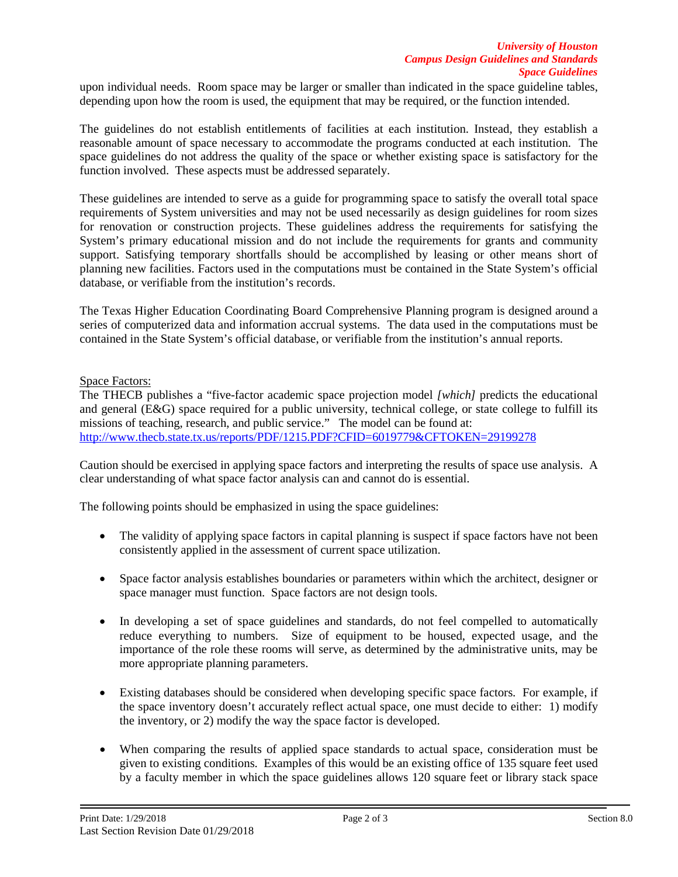upon individual needs. Room space may be larger or smaller than indicated in the space guideline tables, depending upon how the room is used, the equipment that may be required, or the function intended.

The guidelines do not establish entitlements of facilities at each institution. Instead, they establish a reasonable amount of space necessary to accommodate the programs conducted at each institution. The space guidelines do not address the quality of the space or whether existing space is satisfactory for the function involved. These aspects must be addressed separately.

These guidelines are intended to serve as a guide for programming space to satisfy the overall total space requirements of System universities and may not be used necessarily as design guidelines for room sizes for renovation or construction projects. These guidelines address the requirements for satisfying the System's primary educational mission and do not include the requirements for grants and community support. Satisfying temporary shortfalls should be accomplished by leasing or other means short of planning new facilities. Factors used in the computations must be contained in the State System's official database, or verifiable from the institution's records.

The Texas Higher Education Coordinating Board Comprehensive Planning program is designed around a series of computerized data and information accrual systems. The data used in the computations must be contained in the State System's official database, or verifiable from the institution's annual reports.

Space Factors:

The THECB publishes a "five-factor academic space projection model *[which]* predicts the educational and general (E&G) space required for a public university, technical college, or state college to fulfill its missions of teaching, research, and public service." The model can be found at:
[http://www.thecb.state.tx.us/reports/PDF/1215.PDF?CFID=6019779&CFTOKEN=29199278](http://www.thecb.state.tx.us/reports/PDF/1215.PDF?CFID=6019779&CFTOKEN=29199278)

Caution should be exercised in applying space factors and interpreting the results of space use analysis. A clear understanding of what space factor analysis can and cannot do is essential.

The following points should be emphasized in using the space guidelines:

- The validity of applying space factors in capital planning is suspect if space factors have not been consistently applied in the assessment of current space utilization.
- Space factor analysis establishes boundaries or parameters within which the architect, designer or space manager must function. Space factors are not design tools.
- In developing a set of space guidelines and standards, do not feel compelled to automatically reduce everything to numbers. Size of equipment to be housed, expected usage, and the importance of the role these rooms will serve, as determined by the administrative units, may be more appropriate planning parameters.
- Existing databases should be considered when developing specific space factors. For example, if the space inventory doesn't accurately reflect actual space, one must decide to either: 1) modify the inventory, or 2) modify the way the space factor is developed.
- When comparing the results of applied space standards to actual space, consideration must be given to existing conditions. Examples of this would be an existing office of 135 square feet used by a faculty member in which the space guidelines allows 120 square feet or library stack space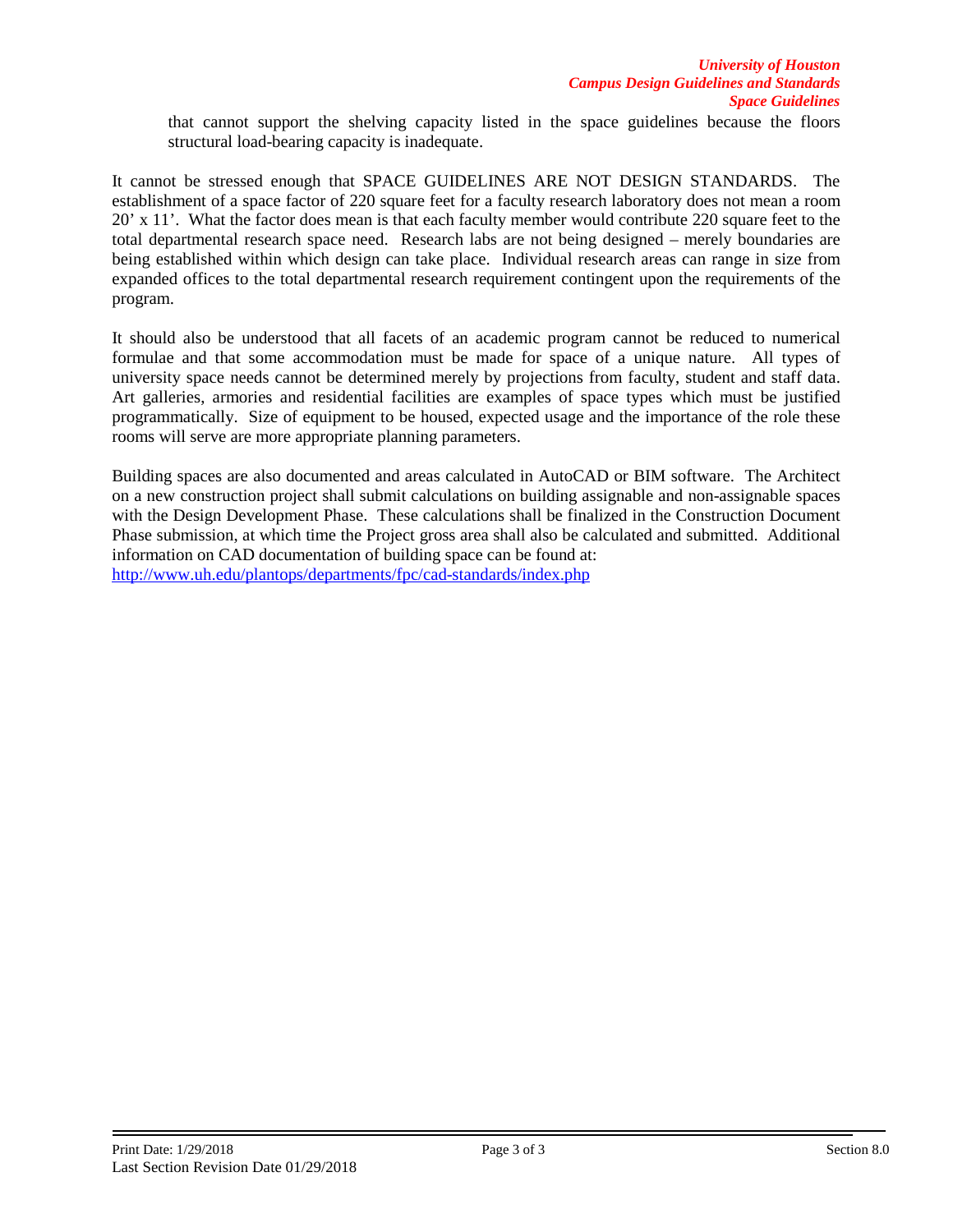that cannot support the shelving capacity listed in the space guidelines because the floors structural load-bearing capacity is inadequate.

It cannot be stressed enough that SPACE GUIDELINES ARE NOT DESIGN STANDARDS. The establishment of a space factor of 220 square feet for a faculty research laboratory does not mean a room 20' x 11'. What the factor does mean is that each faculty member would contribute 220 square feet to the total departmental research space need. Research labs are not being designed – merely boundaries are being established within which design can take place. Individual research areas can range in size from expanded offices to the total departmental research requirement contingent upon the requirements of the program.

It should also be understood that all facets of an academic program cannot be reduced to numerical formulae and that some accommodation must be made for space of a unique nature. All types of university space needs cannot be determined merely by projections from faculty, student and staff data. Art galleries, armories and residential facilities are examples of space types which must be justified programmatically. Size of equipment to be housed, expected usage and the importance of the role these rooms will serve are more appropriate planning parameters.

Building spaces are also documented and areas calculated in AutoCAD or BIM software. The Architect on a new construction project shall submit calculations on building assignable and non-assignable spaces with the Design Development Phase. These calculations shall be finalized in the Construction Document Phase submission, at which time the Project gross area shall also be calculated and submitted. Additional information on CAD documentation of building space can be found at:
http://www.uh.edu/plantops/departments/fpc/cad-standards/index.php